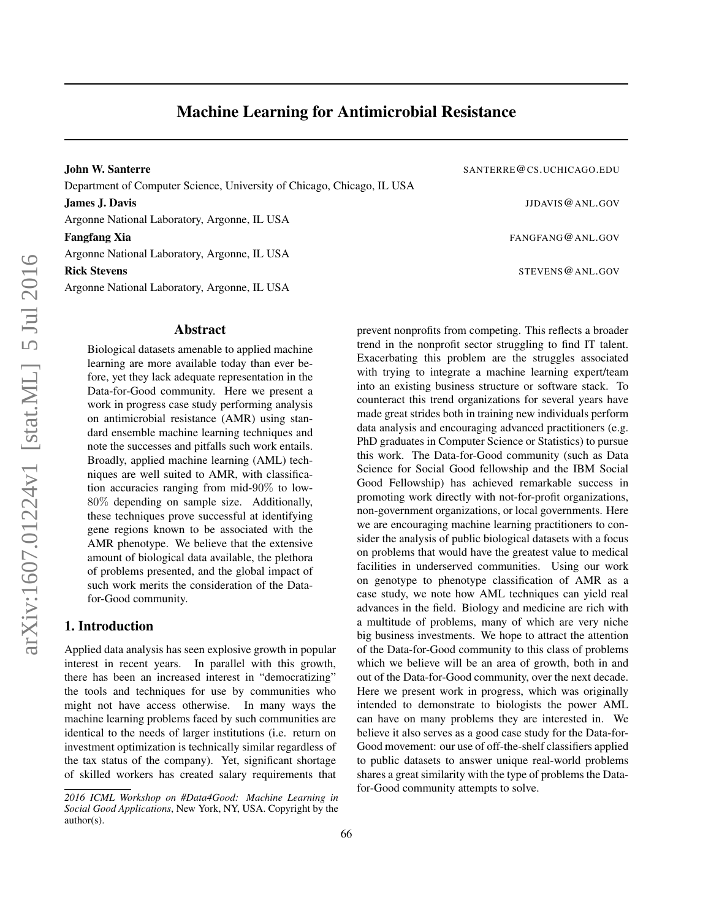# Machine Learning for Antimicrobial Resistance

**John W. Santerre** SANTERRE@CS.UCHICAGO.EDU
Department of Computer Science, University of Chicago, Chicago, IL USA

**James J. Davis** JJDAVIS@ANL.GOV
Argonne National Laboratory, Argonne, IL USA

**Fangfang Xia** FANGFANG@ANL.GOV
Argonne National Laboratory, Argonne, IL USA

**Rick Stevens** STEVENS@ANL.GOV
Argonne National Laboratory, Argonne, IL USA

## Abstract

Biological datasets amenable to applied machine learning are more available today than ever before, yet they lack adequate representation in the Data-for-Good community. Here we present a work in progress case study performing analysis on antimicrobial resistance (AMR) using standard ensemble machine learning techniques and note the successes and pitfalls such work entails. Broadly, applied machine learning (AML) techniques are well suited to AMR, with classification accuracies ranging from mid-90% to low-80% depending on sample size. Additionally, these techniques prove successful at identifying gene regions known to be associated with the AMR phenotype. We believe that the extensive amount of biological data available, the plethora of problems presented, and the global impact of such work merits the consideration of the Data-for-Good community.

## 1. Introduction

Applied data analysis has seen explosive growth in popular interest in recent years. In parallel with this growth, there has been an increased interest in "democratizing" the tools and techniques for use by communities who might not have access otherwise. In many ways the machine learning problems faced by such communities are identical to the needs of larger institutions (i.e. return on investment optimization is technically similar regardless of the tax status of the company). Yet, significant shortage of skilled workers has created salary requirements that prevent nonprofits from competing. This reflects a broader trend in the nonprofit sector struggling to find IT talent. Exacerbating this problem are the struggles associated with trying to integrate a machine learning expert/team into an existing business structure or software stack. To counteract this trend organizations for several years have made great strides both in training new individuals perform data analysis and encouraging advanced practitioners (e.g. PhD graduates in Computer Science or Statistics) to pursue this work. The Data-for-Good community (such as Data Science for Social Good fellowship and the IBM Social Good Fellowship) has achieved remarkable success in promoting work directly with not-for-profit organizations, non-government organizations, or local governments. Here we are encouraging machine learning practitioners to consider the analysis of public biological datasets with a focus on problems that would have the greatest value to medical facilities in underserved communities. Using our work on genotype to phenotype classification of AMR as a case study, we note how AML techniques can yield real advances in the field. Biology and medicine are rich with a multitude of problems, many of which are very niche big business investments. We hope to attract the attention of the Data-for-Good community to this class of problems which we believe will be an area of growth, both in and out of the Data-for-Good community, over the next decade. Here we present work in progress, which was originally intended to demonstrate to biologists the power AML can have on many problems they are interested in. We believe it also serves as a good case study for the Data-for-Good movement: our use of off-the-shelf classifiers applied to public datasets to answer unique real-world problems shares a great similarity with the type of problems the Data-for-Good community attempts to solve.

*2016 ICML Workshop on #Data4Good: Machine Learning in Social Good Applications*, New York, NY, USA. Copyright by the author(s).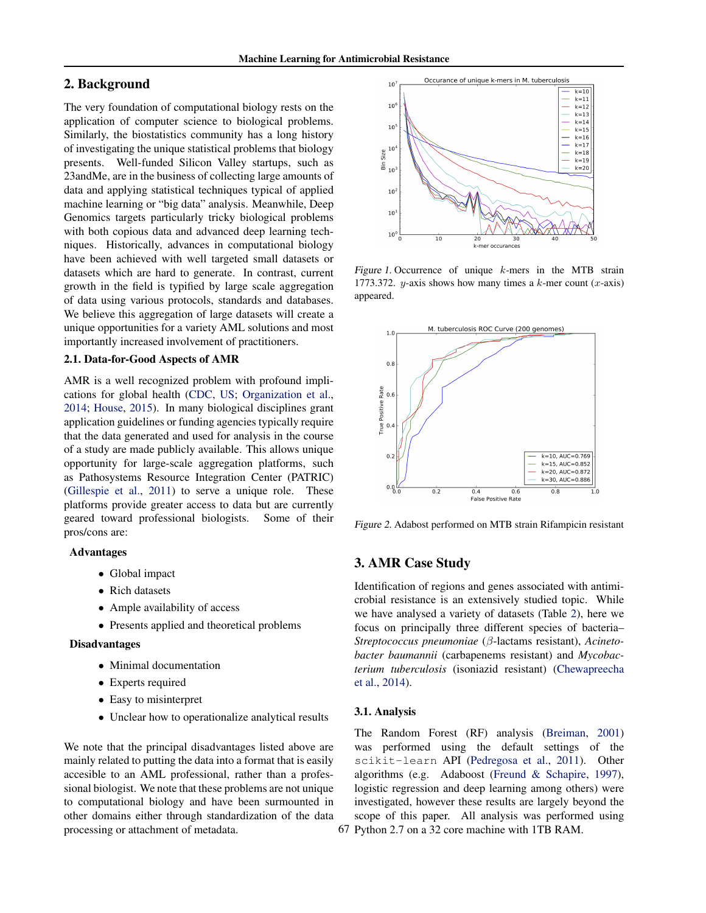## 2. Background

The very foundation of computational biology rests on the application of computer science to biological problems. Similarly, the biostatistics community has a long history of investigating the unique statistical problems that biology presents. Well-funded Silicon Valley startups, such as 23andMe, are in the business of collecting large amounts of data and applying statistical techniques typical of applied machine learning or "big data" analysis. Meanwhile, Deep Genomics targets particularly tricky biological problems with both copious data and advanced deep learning techniques. Historically, advances in computational biology have been achieved with well targeted small datasets or datasets which are hard to generate. In contrast, current growth in the field is typified by large scale aggregation of data using various protocols, standards and databases. We believe this aggregation of large datasets will create a unique opportunities for a variety AML solutions and most importantly increased involvement of practitioners.

### 2.1. Data-for-Good Aspects of AMR

AMR is a well recognized problem with profound implications for global health (CDC, US; Organization et al., 2014; House, 2015). In many biological disciplines grant application guidelines or funding agencies typically require that the data generated and used for analysis in the course of a study are made publicly available. This allows unique opportunity for large-scale aggregation platforms, such as Pathosystems Resource Integration Center (PATRIC) (Gillespie et al., 2011) to serve a unique role. These platforms provide greater access to data but are currently geared toward professional biologists. Some of their pros/cons are:

**Advantages**

- Global impact
- Rich datasets
- Ample availability of access
- Presents applied and theoretical problems

**Disadvantages**

- Minimal documentation
- Experts required
- Easy to misinterpret
- Unclear how to operationalize analytical results

We note that the principal disadvantages listed above are mainly related to putting the data into a format that is easily accesible to an AML professional, rather than a professional biologist. We note that these problems are not unique to computational biology and have been surmounted in other domains either through standardization of the data processing or attachment of metadata.

*Figure 1.* Occurrence of unique $k$-mers in the MTB strain 1773.372. $y$-axis shows how many times a $k$-mer count ($x$-axis) appeared.

*Figure 2.* Adabost performed on MTB strain Rifampicin resistant

## 3. AMR Case Study

Identification of regions and genes associated with antimicrobial resistance is an extensively studied topic. While we have analysed a variety of datasets (Table 2), here we focus on principally three different species of bacteria– *Streptococcus pneumoniae* ($\beta$-lactams resistant), *Acinetobacter baumannii* (carbapenems resistant) and *Mycobacterium tuberculosis* (isoniazid resistant) (Chewapreecha et al., 2014).

### 3.1. Analysis

The Random Forest (RF) analysis (Breiman, 2001) was performed using the default settings of the `scikit-learn` API (Pedregosa et al., 2011). Other algorithms (e.g. Adaboost (Freund & Schapire, 1997), logistic regression and deep learning among others) were investigated, however these results are largely beyond the scope of this paper. All analysis was performed using Python 2.7 on a 32 core machine with 1TB RAM.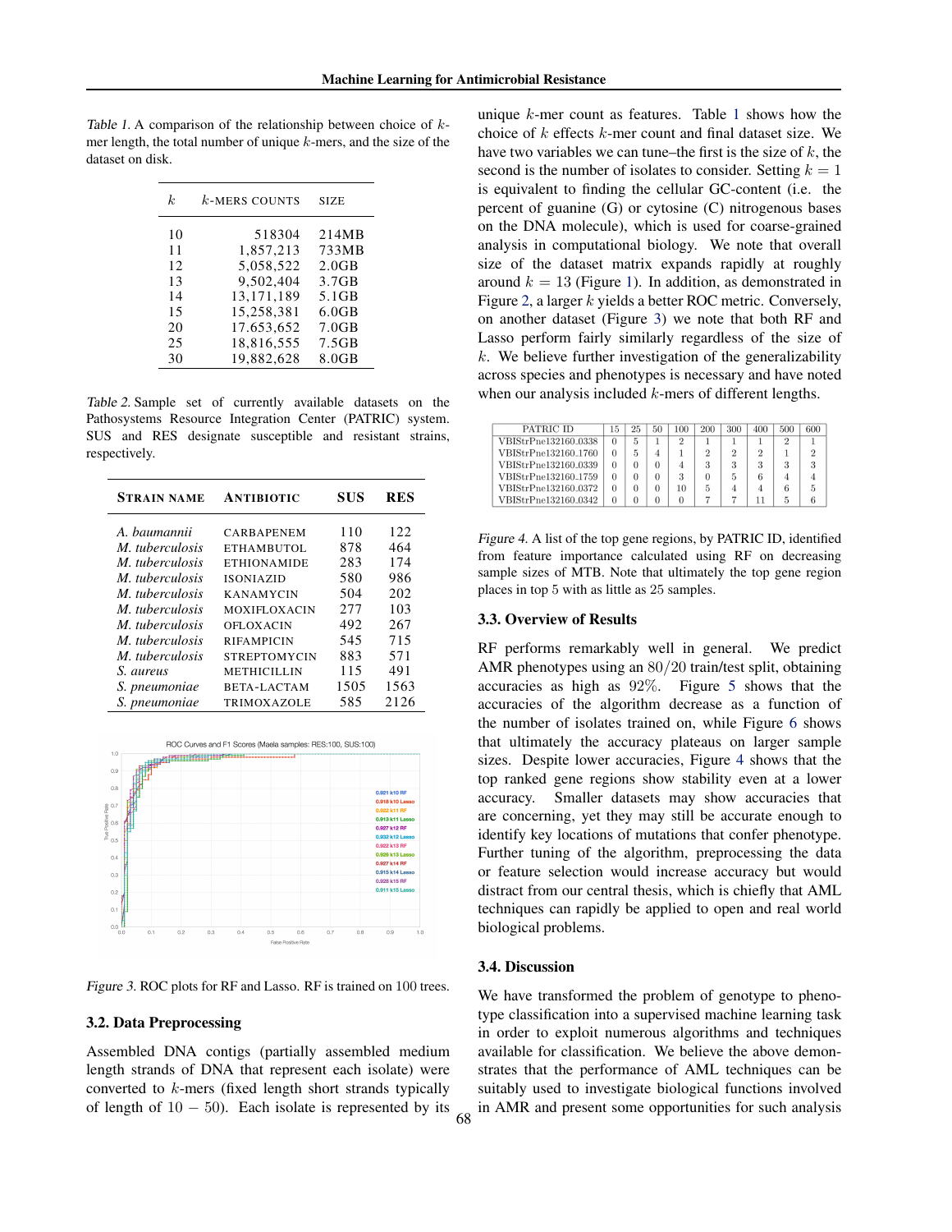Table 1. A comparison of the relationship between choice of $k$-mer length, the total number of unique $k$-mers, and the size of the dataset on disk.

| $k$ | $k$-MERS COUNTS | SIZE |
|---|---|---|
| 10 | 518304 | 214MB |
| 11 | 1,857,213 | 733MB |
| 12 | 5,058,522 | 2.0GB |
| 13 | 9,502,404 | 3.7GB |
| 14 | 13,171,189 | 5.1GB |
| 15 | 15,258,381 | 6.0GB |
| 20 | 17,653,652 | 7.0GB |
| 25 | 18,816,555 | 7.5GB |
| 30 | 19,882,628 | 8.0GB |

Table 2. Sample set of currently available datasets on the Pathosystems Resource Integration Center (PATRIC) system. SUS and RES designate susceptible and resistant strains, respectively.

| STRAIN NAME | ANTIBIOTIC | SUS | RES |
|---|---|---|---|
| *A. baumannii* | CARBAPENEM | 110 | 122 |
| *M. tuberculosis* | ETHAMBUTOL | 878 | 464 |
| *M. tuberculosis* | ETHIONAMIDE | 283 | 174 |
| *M. tuberculosis* | ISONIAZID | 580 | 986 |
| *M. tuberculosis* | KANAMYCIN | 504 | 202 |
| *M. tuberculosis* | MOXIFLOXACIN | 277 | 103 |
| *M. tuberculosis* | OFLOXACIN | 492 | 267 |
| *M. tuberculosis* | RIFAMPICIN | 545 | 715 |
| *M. tuberculosis* | STREPTOMYCIN | 883 | 571 |
| *S. aureus* | METHICILLIN | 115 | 491 |
| *S. pneumoniae* | BETA-LACTAM | 1505 | 1563 |
| *S. pneumoniae* | TRIMOXAZOLE | 585 | 2126 |

Figure 3. ROC plots for RF and Lasso. RF is trained on 100 trees.

### 3.2. Data Preprocessing

Assembled DNA contigs (partially assembled medium length strands of DNA that represent each isolate) were converted to $k$-mers (fixed length short strands typically of length of $10-50$). Each isolate is represented by its unique $k$-mer count as features. Table 1 shows how the choice of $k$ effects $k$-mer count and final dataset size. We have two variables we can tune–the first is the size of $k$, the second is the number of isolates to consider. Setting $k = 1$ is equivalent to finding the cellular GC-content (i.e. the percent of guanine (G) or cytosine (C) nitrogenous bases on the DNA molecule), which is used for coarse-grained analysis in computational biology. We note that overall size of the dataset matrix expands rapidly at roughly around $k = 13$ (Figure 1). In addition, as demonstrated in Figure 2, a larger $k$ yields a better ROC metric. Conversely, on another dataset (Figure 3) we note that both RF and Lasso perform fairly similarly regardless of the size of $k$. We believe further investigation of the generalizability across species and phenotypes is necessary and have noted when our analysis included $k$-mers of different lengths.

| PATRIC ID | 15 | 25 | 50 | 100 | 200 | 300 | 400 | 500 | 600 |
|---|---|---|---|---|---|---|---|---|---|
| VBIStrPne132160_0338 | 0 | 5 | 1 | 2 | 1 | 1 | 1 | 2 | 1 |
| VBIStrPne132160_1760 | 0 | 5 | 4 | 1 | 2 | 2 | 2 | 1 | 2 |
| VBIStrPne132160_0339 | 0 | 0 | 0 | 4 | 3 | 3 | 3 | 3 | 3 |
| VBIStrPne132160_1759 | 0 | 0 | 0 | 3 | 0 | 5 | 6 | 4 | 4 |
| VBIStrPne132160_0372 | 0 | 0 | 0 | 10 | 5 | 4 | 4 | 6 | 5 |
| VBIStrPne132160_0342 | 0 | 0 | 0 | 0 | 7 | 7 | 11 | 5 | 6 |

Figure 4. A list of the top gene regions, by PATRIC ID, identified from feature importance calculated using RF on decreasing sample sizes of MTB. Note that ultimately the top gene region places in top 5 with as little as 25 samples.

### 3.3. Overview of Results

RF performs remarkably well in general. We predict AMR phenotypes using an $80/20$ train/test split, obtaining accuracies as high as $92\%$. Figure 5 shows that the accuracies of the algorithm decrease as a function of the number of isolates trained on, while Figure 6 shows that ultimately the accuracy plateaus on larger sample sizes. Despite lower accuracies, Figure 4 shows that the top ranked gene regions show stability even at a lower accuracy. Smaller datasets may show accuracies that are concerning, yet they may still be accurate enough to identify key locations of mutations that confer phenotype. Further tuning of the algorithm, preprocessing the data or feature selection would increase accuracy but would distract from our central thesis, which is chiefly that AML techniques can rapidly be applied to open and real world biological problems.

### 3.4. Discussion

We have transformed the problem of genotype to phenotype classification into a supervised machine learning task in order to exploit numerous algorithms and techniques available for classification. We believe the above demonstrates that the performance of AML techniques can be suitably used to investigate biological functions involved in AMR and present some opportunities for such analysis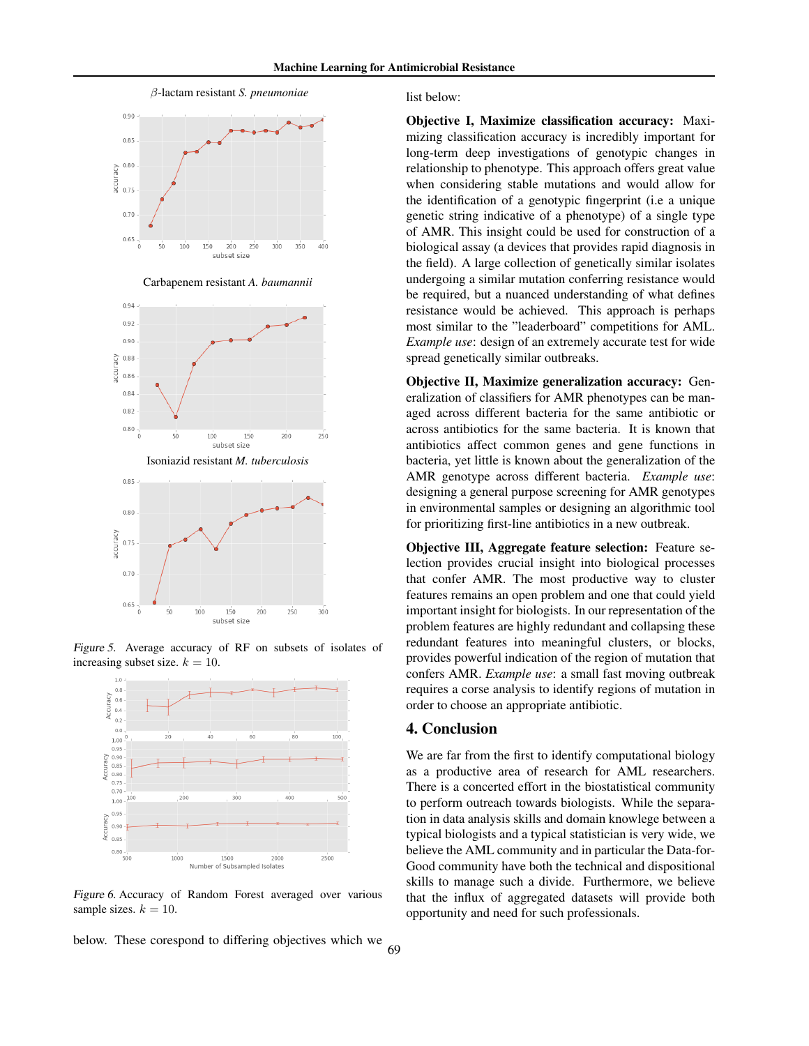*Figure 5.* Average accuracy of RF on subsets of isolates of increasing subset size. $k = 10$.

*Figure 6.* Accuracy of Random Forest averaged over various sample sizes. $k = 10$.

below. These corespond to differing objectives which we list below:

**Objective I, Maximize classification accuracy:** Maximizing classification accuracy is incredibly important for long-term deep investigations of genotypic changes in relationship to phenotype. This approach offers great value when considering stable mutations and would allow for the identification of a genotypic fingerprint (i.e a unique genetic string indicative of a phenotype) of a single type of AMR. This insight could be used for construction of a biological assay (a devices that provides rapid diagnosis in the field). A large collection of genetically similar isolates undergoing a similar mutation conferring resistance would be required, but a nuanced understanding of what defines resistance would be achieved. This approach is perhaps most similar to the "leaderboard" competitions for AML. *Example use*: design of an extremely accurate test for wide spread genetically similar outbreaks.

**Objective II, Maximize generalization accuracy:** Generalization of classifiers for AMR phenotypes can be managed across different bacteria for the same antibiotic or across antibiotics for the same bacteria. It is known that antibiotics affect common genes and gene functions in bacteria, yet little is known about the generalization of the AMR genotype across different bacteria. *Example use*: designing a general purpose screening for AMR genotypes in environmental samples or designing an algorithmic tool for prioritizing first-line antibiotics in a new outbreak.

**Objective III, Aggregate feature selection:** Feature selection provides crucial insight into biological processes that confer AMR. The most productive way to cluster features remains an open problem and one that could yield important insight for biologists. In our representation of the problem features are highly redundant and collapsing these redundant features into meaningful clusters, or blocks, provides powerful indication of the region of mutation that confers AMR. *Example use*: a small fast moving outbreak requires a corse analysis to identify regions of mutation in order to choose an appropriate antibiotic.

## 4. Conclusion

We are far from the first to identify computational biology as a productive area of research for AML researchers. There is a concerted effort in the biostatistical community to perform outreach towards biologists. While the separation in data analysis skills and domain knowlege between a typical biologists and a typical statistician is very wide, we believe the AML community and in particular the Data-for-Good community have both the technical and dispositional skills to manage such a divide. Furthermore, we believe that the influx of aggregated datasets will provide both opportunity and need for such professionals.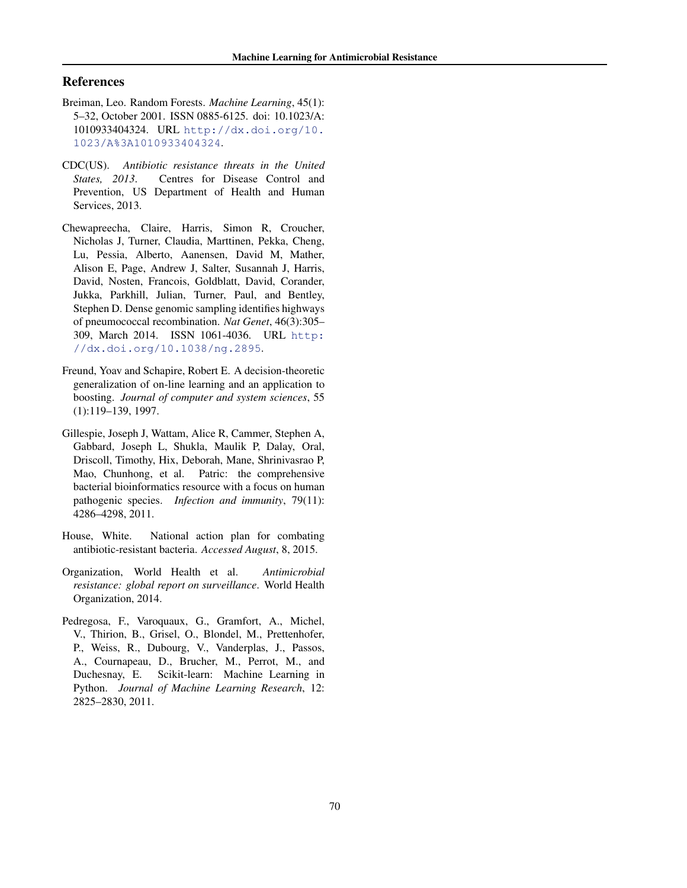## References

Breiman, Leo. Random Forests. *Machine Learning*, 45(1): 5–32, October 2001. ISSN 0885-6125. doi: 10.1023/A:1010933404324. URL http://dx.doi.org/10.1023/A%3A1010933404324.

CDC(US). *Antibiotic resistance threats in the United States, 2013*. Centres for Disease Control and Prevention, US Department of Health and Human Services, 2013.

Chewapreecha, Claire, Harris, Simon R, Croucher, Nicholas J, Turner, Claudia, Marttinen, Pekka, Cheng, Lu, Pessia, Alberto, Aanensen, David M, Mather, Alison E, Page, Andrew J, Salter, Susannah J, Harris, David, Nosten, Francois, Goldblatt, David, Corander, Jukka, Parkhill, Julian, Turner, Paul, and Bentley, Stephen D. Dense genomic sampling identifies highways of pneumococcal recombination. *Nat Genet*, 46(3):305–309, March 2014. ISSN 1061-4036. URL http://dx.doi.org/10.1038/ng.2895.

Freund, Yoav and Schapire, Robert E. A decision-theoretic generalization of on-line learning and an application to boosting. *Journal of computer and system sciences*, 55 (1):119–139, 1997.

Gillespie, Joseph J, Wattam, Alice R, Cammer, Stephen A, Gabbard, Joseph L, Shukla, Maulik P, Dalay, Oral, Driscoll, Timothy, Hix, Deborah, Mane, Shrinivasrao P, Mao, Chunhong, et al. Patric: the comprehensive bacterial bioinformatics resource with a focus on human pathogenic species. *Infection and immunity*, 79(11): 4286–4298, 2011.

House, White. National action plan for combating antibiotic-resistant bacteria. *Accessed August*, 8, 2015.

Organization, World Health et al. *Antimicrobial resistance: global report on surveillance*. World Health Organization, 2014.

Pedregosa, F., Varoquaux, G., Gramfort, A., Michel, V., Thirion, B., Grisel, O., Blondel, M., Prettenhofer, P., Weiss, R., Dubourg, V., Vanderplas, J., Passos, A., Cournapeau, D., Brucher, M., Perrot, M., and Duchesnay, E. Scikit-learn: Machine Learning in Python. *Journal of Machine Learning Research*, 12: 2825–2830, 2011.